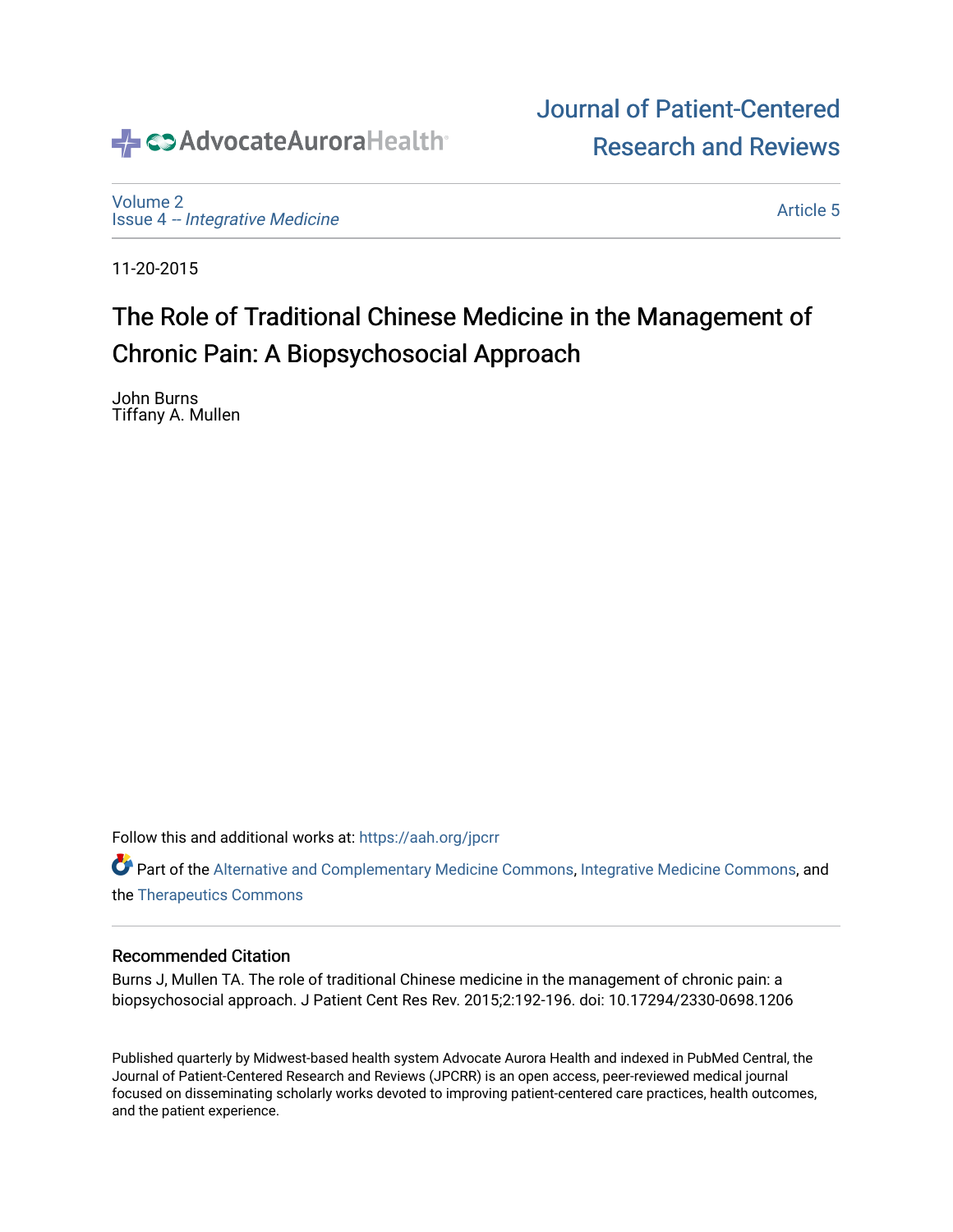Advocate Aurora Health

# Journal of Patient-Centered Research and Reviews

Volume 2
Issue 4 -- *Integrative Medicine*

Article 5

11-20-2015

# The Role of Traditional Chinese Medicine in the Management of Chronic Pain: A Biopsychosocial Approach

John Burns
Tiffany A. Mullen

Follow this and additional works at: https://aah.org/jpcrr

Part of the Alternative and Complementary Medicine Commons, Integrative Medicine Commons, and the Therapeutics Commons

## Recommended Citation

Burns J, Mullen TA. The role of traditional Chinese medicine in the management of chronic pain: a biopsychosocial approach. J Patient Cent Res Rev. 2015;2:192-196. doi: 10.17294/2330-0698.1206

Published quarterly by Midwest-based health system Advocate Aurora Health and indexed in PubMed Central, the Journal of Patient-Centered Research and Reviews (JPCRR) is an open access, peer-reviewed medical journal focused on disseminating scholarly works devoted to improving patient-centered care practices, health outcomes, and the patient experience.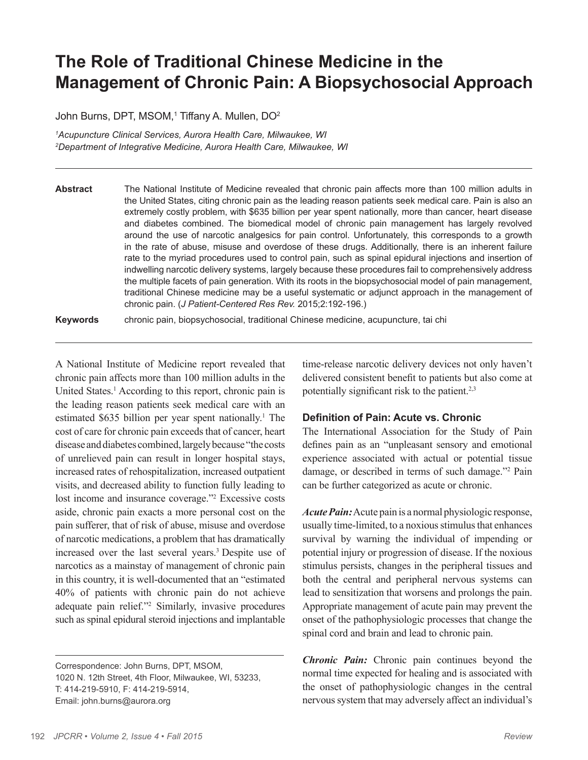# The Role of Traditional Chinese Medicine in the Management of Chronic Pain: A Biopsychosocial Approach

John Burns, DPT, MSOM,[1] Tiffany A. Mullen, DO[2]

[1]*Acupuncture Clinical Services, Aurora Health Care, Milwaukee, WI*
[2]*Department of Integrative Medicine, Aurora Health Care, Milwaukee, WI*

---

**Abstract** The National Institute of Medicine revealed that chronic pain affects more than 100 million adults in the United States, citing chronic pain as the leading reason patients seek medical care. Pain is also an extremely costly problem, with $635 billion per year spent nationally, more than cancer, heart disease and diabetes combined. The biomedical model of chronic pain management has largely revolved around the use of narcotic analgesics for pain control. Unfortunately, this corresponds to a growth in the rate of abuse, misuse and overdose of these drugs. Additionally, there is an inherent failure rate to the myriad procedures used to control pain, such as spinal epidural injections and insertion of indwelling narcotic delivery systems, largely because these procedures fail to comprehensively address the multiple facets of pain generation. With its roots in the biopsychosocial model of pain management, traditional Chinese medicine may be a useful systematic or adjunct approach in the management of chronic pain. (*J Patient-Centered Res Rev.* 2015;2:192-196.)

**Keywords** chronic pain, biopsychosocial, traditional Chinese medicine, acupuncture, tai chi

---

A National Institute of Medicine report revealed that chronic pain affects more than 100 million adults in the United States.[1] According to this report, chronic pain is the leading reason patients seek medical care with an estimated $635 billion per year spent nationally.[1] The cost of care for chronic pain exceeds that of cancer, heart disease and diabetes combined, largely because "the costs of unrelieved pain can result in longer hospital stays, increased rates of rehospitalization, increased outpatient visits, and decreased ability to function fully leading to lost income and insurance coverage."[2] Excessive costs aside, chronic pain exacts a more personal cost on the pain sufferer, that of risk of abuse, misuse and overdose of narcotic medications, a problem that has dramatically increased over the last several years.[3] Despite use of narcotics as a mainstay of management of chronic pain in this country, it is well-documented that an "estimated 40% of patients with chronic pain do not achieve adequate pain relief."[2] Similarly, invasive procedures such as spinal epidural steroid injections and implantable time-release narcotic delivery devices not only haven't delivered consistent benefit to patients but also come at potentially significant risk to the patient.[2,3]

### Definition of Pain: Acute vs. Chronic

The International Association for the Study of Pain defines pain as an "unpleasant sensory and emotional experience associated with actual or potential tissue damage, or described in terms of such damage."[2] Pain can be further categorized as acute or chronic.

***Acute Pain:*** Acute pain is a normal physiologic response, usually time-limited, to a noxious stimulus that enhances survival by warning the individual of impending or potential injury or progression of disease. If the noxious stimulus persists, changes in the peripheral tissues and both the central and peripheral nervous systems can lead to sensitization that worsens and prolongs the pain. Appropriate management of acute pain may prevent the onset of the pathophysiologic processes that change the spinal cord and brain and lead to chronic pain.

***Chronic Pain:*** Chronic pain continues beyond the normal time expected for healing and is associated with the onset of pathophysiologic changes in the central nervous system that may adversely affect an individual's

---

Correspondence: John Burns, DPT, MSOM,
1020 N. 12th Street, 4th Floor, Milwaukee, WI, 53233,
T: 414-219-5910, F: 414-219-5914,
Email: john.burns@aurora.org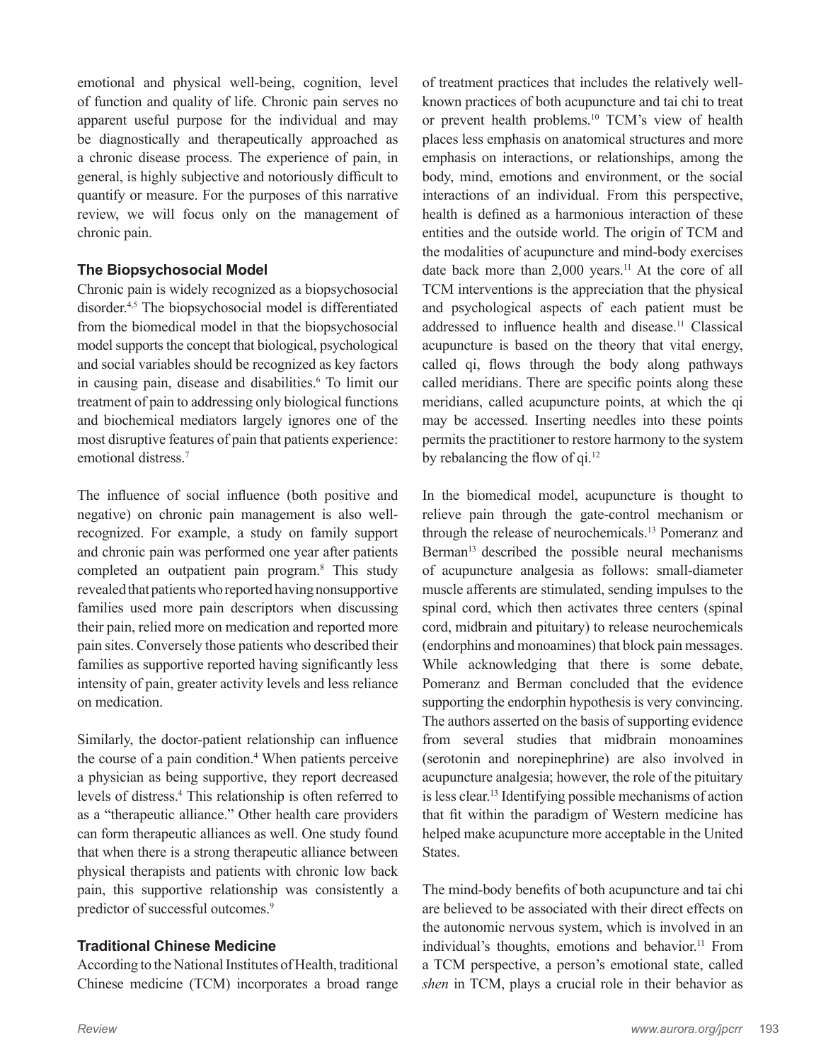emotional and physical well-being, cognition, level of function and quality of life. Chronic pain serves no apparent useful purpose for the individual and may be diagnostically and therapeutically approached as a chronic disease process. The experience of pain, in general, is highly subjective and notoriously difficult to quantify or measure. For the purposes of this narrative review, we will focus only on the management of chronic pain.

### The Biopsychosocial Model

Chronic pain is widely recognized as a biopsychosocial disorder.[4,5] The biopsychosocial model is differentiated from the biomedical model in that the biopsychosocial model supports the concept that biological, psychological and social variables should be recognized as key factors in causing pain, disease and disabilities.[6] To limit our treatment of pain to addressing only biological functions and biochemical mediators largely ignores one of the most disruptive features of pain that patients experience: emotional distress.[7]

The influence of social influence (both positive and negative) on chronic pain management is also well-recognized. For example, a study on family support and chronic pain was performed one year after patients completed an outpatient pain program.[8] This study revealed that patients who reported having nonsupportive families used more pain descriptors when discussing their pain, relied more on medication and reported more pain sites. Conversely those patients who described their families as supportive reported having significantly less intensity of pain, greater activity levels and less reliance on medication.

Similarly, the doctor-patient relationship can influence the course of a pain condition.[4] When patients perceive a physician as being supportive, they report decreased levels of distress.[4] This relationship is often referred to as a "therapeutic alliance." Other health care providers can form therapeutic alliances as well. One study found that when there is a strong therapeutic alliance between physical therapists and patients with chronic low back pain, this supportive relationship was consistently a predictor of successful outcomes.[9]

### Traditional Chinese Medicine

According to the National Institutes of Health, traditional Chinese medicine (TCM) incorporates a broad range of treatment practices that includes the relatively well-known practices of both acupuncture and tai chi to treat or prevent health problems.[10] TCM's view of health places less emphasis on anatomical structures and more emphasis on interactions, or relationships, among the body, mind, emotions and environment, or the social interactions of an individual. From this perspective, health is defined as a harmonious interaction of these entities and the outside world. The origin of TCM and the modalities of acupuncture and mind-body exercises date back more than 2,000 years.[11] At the core of all TCM interventions is the appreciation that the physical and psychological aspects of each patient must be addressed to influence health and disease.[11] Classical acupuncture is based on the theory that vital energy, called qi, flows through the body along pathways called meridians. There are specific points along these meridians, called acupuncture points, at which the qi may be accessed. Inserting needles into these points permits the practitioner to restore harmony to the system by rebalancing the flow of qi.[12]

In the biomedical model, acupuncture is thought to relieve pain through the gate-control mechanism or through the release of neurochemicals.[13] Pomeranz and Berman[13] described the possible neural mechanisms of acupuncture analgesia as follows: small-diameter muscle afferents are stimulated, sending impulses to the spinal cord, which then activates three centers (spinal cord, midbrain and pituitary) to release neurochemicals (endorphins and monoamines) that block pain messages. While acknowledging that there is some debate, Pomeranz and Berman concluded that the evidence supporting the endorphin hypothesis is very convincing. The authors asserted on the basis of supporting evidence from several studies that midbrain monoamines (serotonin and norepinephrine) are also involved in acupuncture analgesia; however, the role of the pituitary is less clear.[13] Identifying possible mechanisms of action that fit within the paradigm of Western medicine has helped make acupuncture more acceptable in the United States.

The mind-body benefits of both acupuncture and tai chi are believed to be associated with their direct effects on the autonomic nervous system, which is involved in an individual's thoughts, emotions and behavior.[11] From a TCM perspective, a person's emotional state, called *shen* in TCM, plays a crucial role in their behavior as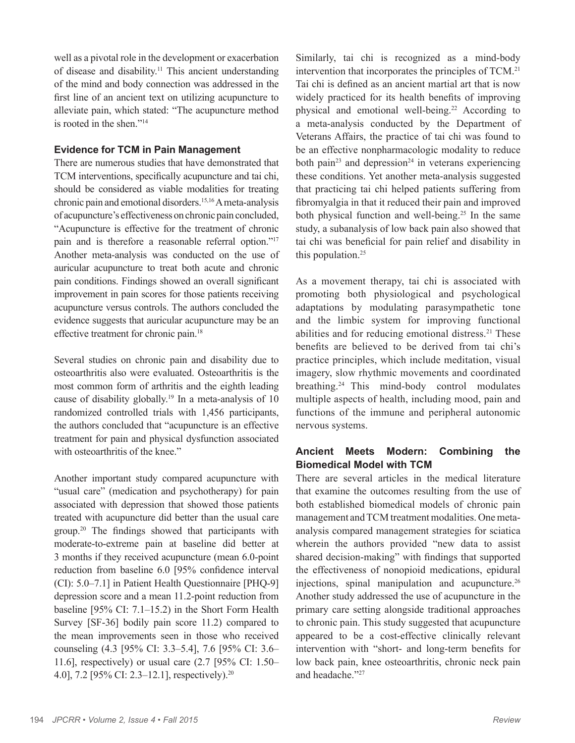well as a pivotal role in the development or exacerbation of disease and disability.[11] This ancient understanding of the mind and body connection was addressed in the first line of an ancient text on utilizing acupuncture to alleviate pain, which stated: "The acupuncture method is rooted in the shen."[14]

### Evidence for TCM in Pain Management

There are numerous studies that have demonstrated that TCM interventions, specifically acupuncture and tai chi, should be considered as viable modalities for treating chronic pain and emotional disorders.[15,16] A meta-analysis of acupuncture's effectiveness on chronic pain concluded, "Acupuncture is effective for the treatment of chronic pain and is therefore a reasonable referral option."[17] Another meta-analysis was conducted on the use of auricular acupuncture to treat both acute and chronic pain conditions. Findings showed an overall significant improvement in pain scores for those patients receiving acupuncture versus controls. The authors concluded the evidence suggests that auricular acupuncture may be an effective treatment for chronic pain.[18]

Several studies on chronic pain and disability due to osteoarthritis also were evaluated. Osteoarthritis is the most common form of arthritis and the eighth leading cause of disability globally.[19] In a meta-analysis of 10 randomized controlled trials with 1,456 participants, the authors concluded that "acupuncture is an effective treatment for pain and physical dysfunction associated with osteoarthritis of the knee."

Another important study compared acupuncture with "usual care" (medication and psychotherapy) for pain associated with depression that showed those patients treated with acupuncture did better than the usual care group.[20] The findings showed that participants with moderate-to-extreme pain at baseline did better at 3 months if they received acupuncture (mean 6.0-point reduction from baseline 6.0 [95% confidence interval (CI): 5.0–7.1] in Patient Health Questionnaire [PHQ-9] depression score and a mean 11.2-point reduction from baseline [95% CI: 7.1–15.2) in the Short Form Health Survey [SF-36] bodily pain score 11.2) compared to the mean improvements seen in those who received counseling (4.3 [95% CI: 3.3–5.4], 7.6 [95% CI: 3.6–11.6], respectively) or usual care (2.7 [95% CI: 1.50–4.0], 7.2 [95% CI: 2.3–12.1], respectively).[20]

Similarly, tai chi is recognized as a mind-body intervention that incorporates the principles of TCM.[21] Tai chi is defined as an ancient martial art that is now widely practiced for its health benefits of improving physical and emotional well-being.[22] According to a meta-analysis conducted by the Department of Veterans Affairs, the practice of tai chi was found to be an effective nonpharmacologic modality to reduce both pain[23] and depression[24] in veterans experiencing these conditions. Yet another meta-analysis suggested that practicing tai chi helped patients suffering from fibromyalgia in that it reduced their pain and improved both physical function and well-being.[25] In the same study, a subanalysis of low back pain also showed that tai chi was beneficial for pain relief and disability in this population.[25]

As a movement therapy, tai chi is associated with promoting both physiological and psychological adaptations by modulating parasympathetic tone and the limbic system for improving functional abilities and for reducing emotional distress.[21] These benefits are believed to be derived from tai chi's practice principles, which include meditation, visual imagery, slow rhythmic movements and coordinated breathing.[24] This mind-body control modulates multiple aspects of health, including mood, pain and functions of the immune and peripheral autonomic nervous systems.

### Ancient Meets Modern: Combining the Biomedical Model with TCM

There are several articles in the medical literature that examine the outcomes resulting from the use of both established biomedical models of chronic pain management and TCM treatment modalities. One meta-analysis compared management strategies for sciatica wherein the authors provided "new data to assist shared decision-making" with findings that supported the effectiveness of nonopioid medications, epidural injections, spinal manipulation and acupuncture.[26] Another study addressed the use of acupuncture in the primary care setting alongside traditional approaches to chronic pain. This study suggested that acupuncture appeared to be a cost-effective clinically relevant intervention with "short- and long-term benefits for low back pain, knee osteoarthritis, chronic neck pain and headache."[27]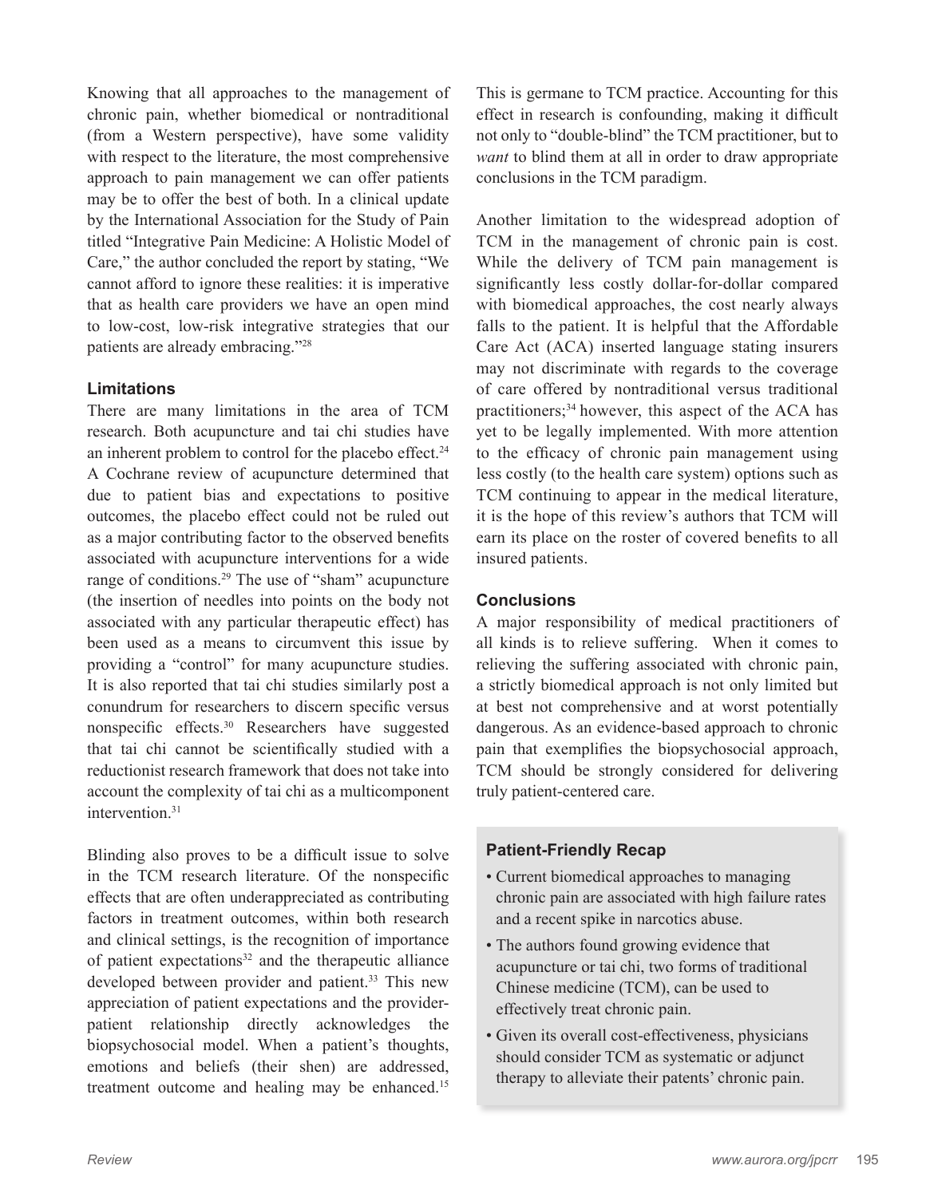Knowing that all approaches to the management of chronic pain, whether biomedical or nontraditional (from a Western perspective), have some validity with respect to the literature, the most comprehensive approach to pain management we can offer patients may be to offer the best of both. In a clinical update by the International Association for the Study of Pain titled "Integrative Pain Medicine: A Holistic Model of Care," the author concluded the report by stating, "We cannot afford to ignore these realities: it is imperative that as health care providers we have an open mind to low-cost, low-risk integrative strategies that our patients are already embracing."[28]

### Limitations

There are many limitations in the area of TCM research. Both acupuncture and tai chi studies have an inherent problem to control for the placebo effect.[24] A Cochrane review of acupuncture determined that due to patient bias and expectations to positive outcomes, the placebo effect could not be ruled out as a major contributing factor to the observed benefits associated with acupuncture interventions for a wide range of conditions.[29] The use of "sham" acupuncture (the insertion of needles into points on the body not associated with any particular therapeutic effect) has been used as a means to circumvent this issue by providing a "control" for many acupuncture studies. It is also reported that tai chi studies similarly post a conundrum for researchers to discern specific versus nonspecific effects.[30] Researchers have suggested that tai chi cannot be scientifically studied with a reductionist research framework that does not take into account the complexity of tai chi as a multicomponent intervention.[31]

Blinding also proves to be a difficult issue to solve in the TCM research literature. Of the nonspecific effects that are often underappreciated as contributing factors in treatment outcomes, within both research and clinical settings, is the recognition of importance of patient expectations[32] and the therapeutic alliance developed between provider and patient.[33] This new appreciation of patient expectations and the provider-patient relationship directly acknowledges the biopsychosocial model. When a patient's thoughts, emotions and beliefs (their shen) are addressed, treatment outcome and healing may be enhanced.[15] This is germane to TCM practice. Accounting for this effect in research is confounding, making it difficult not only to "double-blind" the TCM practitioner, but to *want* to blind them at all in order to draw appropriate conclusions in the TCM paradigm.

Another limitation to the widespread adoption of TCM in the management of chronic pain is cost. While the delivery of TCM pain management is significantly less costly dollar-for-dollar compared with biomedical approaches, the cost nearly always falls to the patient. It is helpful that the Affordable Care Act (ACA) inserted language stating insurers may not discriminate with regards to the coverage of care offered by nontraditional versus traditional practitioners;[34] however, this aspect of the ACA has yet to be legally implemented. With more attention to the efficacy of chronic pain management using less costly (to the health care system) options such as TCM continuing to appear in the medical literature, it is the hope of this review's authors that TCM will earn its place on the roster of covered benefits to all insured patients.

### Conclusions

A major responsibility of medical practitioners of all kinds is to relieve suffering. When it comes to relieving the suffering associated with chronic pain, a strictly biomedical approach is not only limited but at best not comprehensive and at worst potentially dangerous. As an evidence-based approach to chronic pain that exemplifies the biopsychosocial approach, TCM should be strongly considered for delivering truly patient-centered care.

### Patient-Friendly Recap

- Current biomedical approaches to managing chronic pain are associated with high failure rates and a recent spike in narcotics abuse.
- The authors found growing evidence that acupuncture or tai chi, two forms of traditional Chinese medicine (TCM), can be used to effectively treat chronic pain.
- Given its overall cost-effectiveness, physicians should consider TCM as systematic or adjunct therapy to alleviate their patents' chronic pain.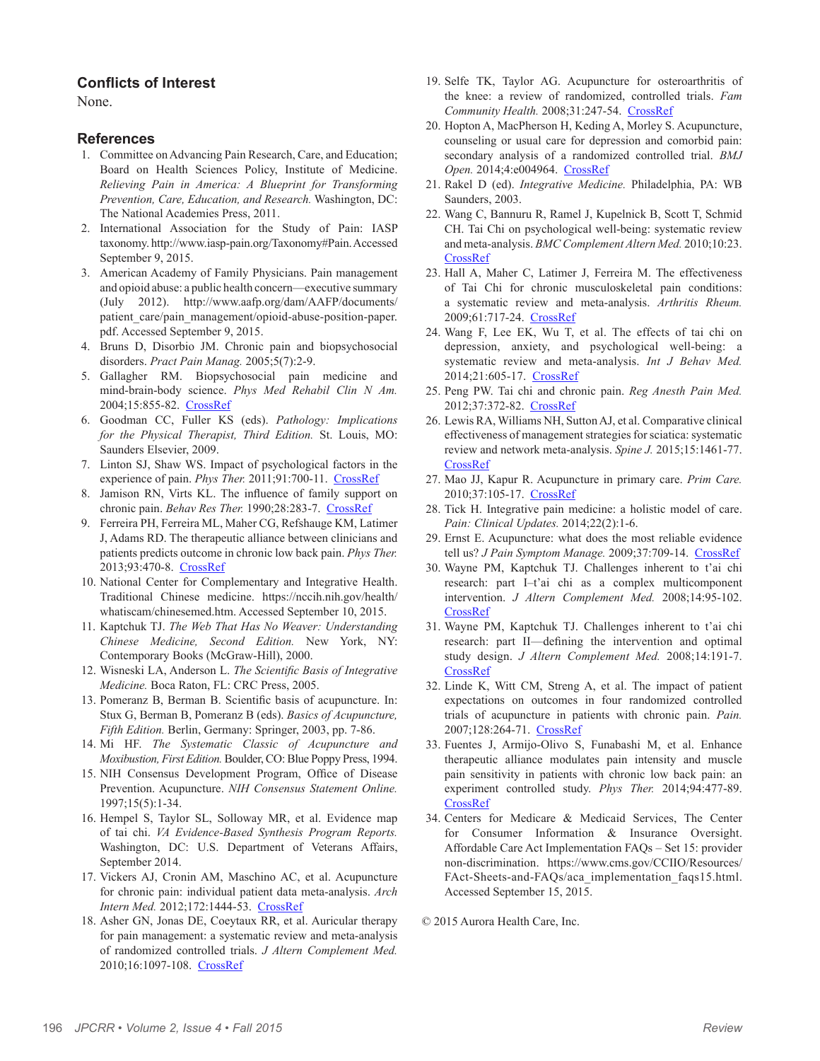## Conflicts of Interest

None.

## References

1. Committee on Advancing Pain Research, Care, and Education; Board on Health Sciences Policy, Institute of Medicine. *Relieving Pain in America: A Blueprint for Transforming Prevention, Care, Education, and Research.* Washington, DC: The National Academies Press, 2011.
2. International Association for the Study of Pain: IASP taxonomy. http://www.iasp-pain.org/Taxonomy#Pain. Accessed September 9, 2015.
3. American Academy of Family Physicians. Pain management and opioid abuse: a public health concern—executive summary (July 2012). http://www.aafp.org/dam/AAFP/documents/patient_care/pain_management/opioid-abuse-position-paper.pdf. Accessed September 9, 2015.
4. Bruns D, Disorbio JM. Chronic pain and biopsychosocial disorders. *Pract Pain Manag.* 2005;5(7):2-9.
5. Gallagher RM. Biopsychosocial pain medicine and mind-brain-body science. *Phys Med Rehabil Clin N Am.* 2004;15:855-82. CrossRef
6. Goodman CC, Fuller KS (eds). *Pathology: Implications for the Physical Therapist, Third Edition.* St. Louis, MO: Saunders Elsevier, 2009.
7. Linton SJ, Shaw WS. Impact of psychological factors in the experience of pain. *Phys Ther.* 2011;91:700-11. CrossRef
8. Jamison RN, Virts KL. The influence of family support on chronic pain. *Behav Res Ther.* 1990;28:283-7. CrossRef
9. Ferreira PH, Ferreira ML, Maher CG, Refshauge KM, Latimer J, Adams RD. The therapeutic alliance between clinicians and patients predicts outcome in chronic low back pain. *Phys Ther.* 2013;93:470-8. CrossRef
10. National Center for Complementary and Integrative Health. Traditional Chinese medicine. https://nccih.nih.gov/health/whatiscam/chinesemed.htm. Accessed September 10, 2015.
11. Kaptchuk TJ. *The Web That Has No Weaver: Understanding Chinese Medicine, Second Edition.* New York, NY: Contemporary Books (McGraw-Hill), 2000.
12. Wisneski LA, Anderson L. *The Scientific Basis of Integrative Medicine.* Boca Raton, FL: CRC Press, 2005.
13. Pomeranz B, Berman B. Scientific basis of acupuncture. In: Stux G, Berman B, Pomeranz B (eds). *Basics of Acupuncture, Fifth Edition.* Berlin, Germany: Springer, 2003, pp. 7-86.
14. Mi HF. *The Systematic Classic of Acupuncture and Moxibustion, First Edition.* Boulder, CO: Blue Poppy Press, 1994.
15. NIH Consensus Development Program, Office of Disease Prevention. Acupuncture. *NIH Consensus Statement Online.* 1997;15(5):1-34.
16. Hempel S, Taylor SL, Solloway MR, et al. Evidence map of tai chi. *VA Evidence-Based Synthesis Program Reports.* Washington, DC: U.S. Department of Veterans Affairs, September 2014.
17. Vickers AJ, Cronin AM, Maschino AC, et al. Acupuncture for chronic pain: individual patient data meta-analysis. *Arch Intern Med.* 2012;172:1444-53. CrossRef
18. Asher GN, Jonas DE, Coeytaux RR, et al. Auricular therapy for pain management: a systematic review and meta-analysis of randomized controlled trials. *J Altern Complement Med.* 2010;16:1097-108. CrossRef
19. Selfe TK, Taylor AG. Acupuncture for osteoarthritis of the knee: a review of randomized, controlled trials. *Fam Community Health.* 2008;31:247-54. CrossRef
20. Hopton A, MacPherson H, Keding A, Morley S. Acupuncture, counseling or usual care for depression and comorbid pain: secondary analysis of a randomized controlled trial. *BMJ Open.* 2014;4:e004964. CrossRef
21. Rakel D (ed). *Integrative Medicine.* Philadelphia, PA: WB Saunders, 2003.
22. Wang C, Bannuru R, Ramel J, Kupelnick B, Scott T, Schmid CH. Tai Chi on psychological well-being: systematic review and meta-analysis. *BMC Complement Altern Med.* 2010;10:23. CrossRef
23. Hall A, Maher C, Latimer J, Ferreira M. The effectiveness of Tai Chi for chronic musculoskeletal pain conditions: a systematic review and meta-analysis. *Arthritis Rheum.* 2009;61:717-24. CrossRef
24. Wang F, Lee EK, Wu T, et al. The effects of tai chi on depression, anxiety, and psychological well-being: a systematic review and meta-analysis. *Int J Behav Med.* 2014;21:605-17. CrossRef
25. Peng PW. Tai chi and chronic pain. *Reg Anesth Pain Med.* 2012;37:372-82. CrossRef
26. Lewis RA, Williams NH, Sutton AJ, et al. Comparative clinical effectiveness of management strategies for sciatica: systematic review and network meta-analysis. *Spine J.* 2015;15:1461-77. CrossRef
27. Mao JJ, Kapur R. Acupuncture in primary care. *Prim Care.* 2010;37:105-17. CrossRef
28. Tick H. Integrative pain medicine: a holistic model of care. *Pain: Clinical Updates.* 2014;22(2):1-6.
29. Ernst E. Acupuncture: what does the most reliable evidence tell us? *J Pain Symptom Manage.* 2009;37:709-14. CrossRef
30. Wayne PM, Kaptchuk TJ. Challenges inherent to t'ai chi research: part I–t'ai chi as a complex multicomponent intervention. *J Altern Complement Med.* 2008;14:95-102. CrossRef
31. Wayne PM, Kaptchuk TJ. Challenges inherent to t'ai chi research: part II—defining the intervention and optimal study design. *J Altern Complement Med.* 2008;14:191-7. CrossRef
32. Linde K, Witt CM, Streng A, et al. The impact of patient expectations on outcomes in four randomized controlled trials of acupuncture in patients with chronic pain. *Pain.* 2007;128:264-71. CrossRef
33. Fuentes J, Armijo-Olivo S, Funabashi M, et al. Enhance therapeutic alliance modulates pain intensity and muscle pain sensitivity in patients with chronic low back pain: an experiment controlled study. *Phys Ther.* 2014;94:477-89. CrossRef
34. Centers for Medicare & Medicaid Services, The Center for Consumer Information & Insurance Oversight. Affordable Care Act Implementation FAQs – Set 15: provider non-discrimination. https://www.cms.gov/CCIIO/Resources/FAct-Sheets-and-FAQs/aca_implementation_faqs15.html. Accessed September 15, 2015.

© 2015 Aurora Health Care, Inc.